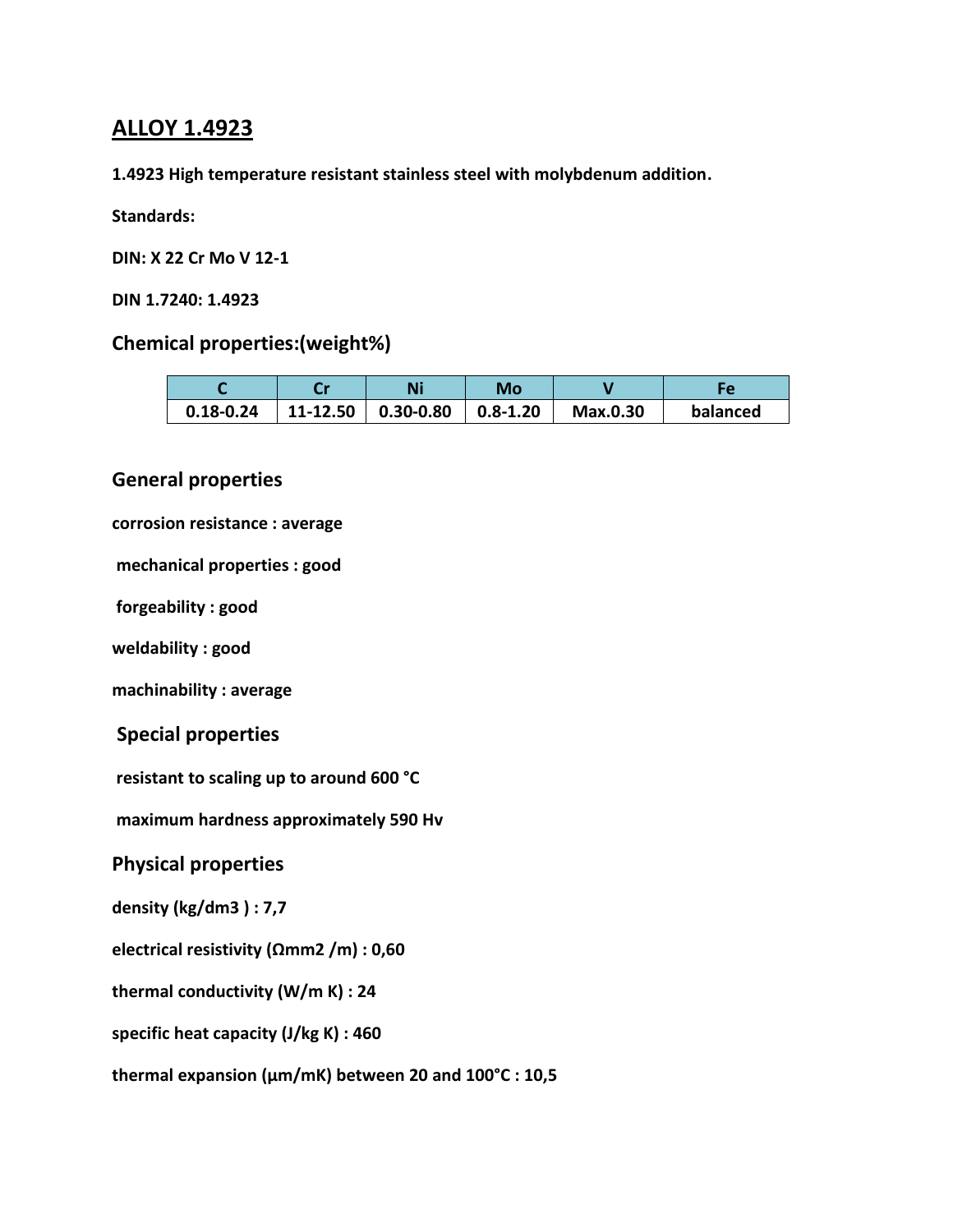# ALLOY 1.4923

**1.4923 High temperature resistant stainless steel with molybdenum addition.**

**Standards:**

**DIN: X 22 Cr Mo V 12-1**

**DIN 1.7240: 1.4923**

## Chemical properties:(weight%)

| C | Cr | Ni | Mo | V | Fe |
|---|---|---|---|---|---|
| 0.18-0.24 | 11-12.50 | 0.30-0.80 | 0.8-1.20 | Max.0.30 | balanced |

## General properties

**corrosion resistance : average**

**mechanical properties : good**

**forgeability : good**

**weldability : good**

**machinability : average**

## Special properties

**resistant to scaling up to around 600 °C**

**maximum hardness approximately 590 Hv**

## Physical properties

**density (kg/dm3 ) : 7,7**

**electrical resistivity (Ωmm2 /m) : 0,60**

**thermal conductivity (W/m K) : 24**

**specific heat capacity (J/kg K) : 460**

**thermal expansion (µm/mK) between 20 and 100°C : 10,5**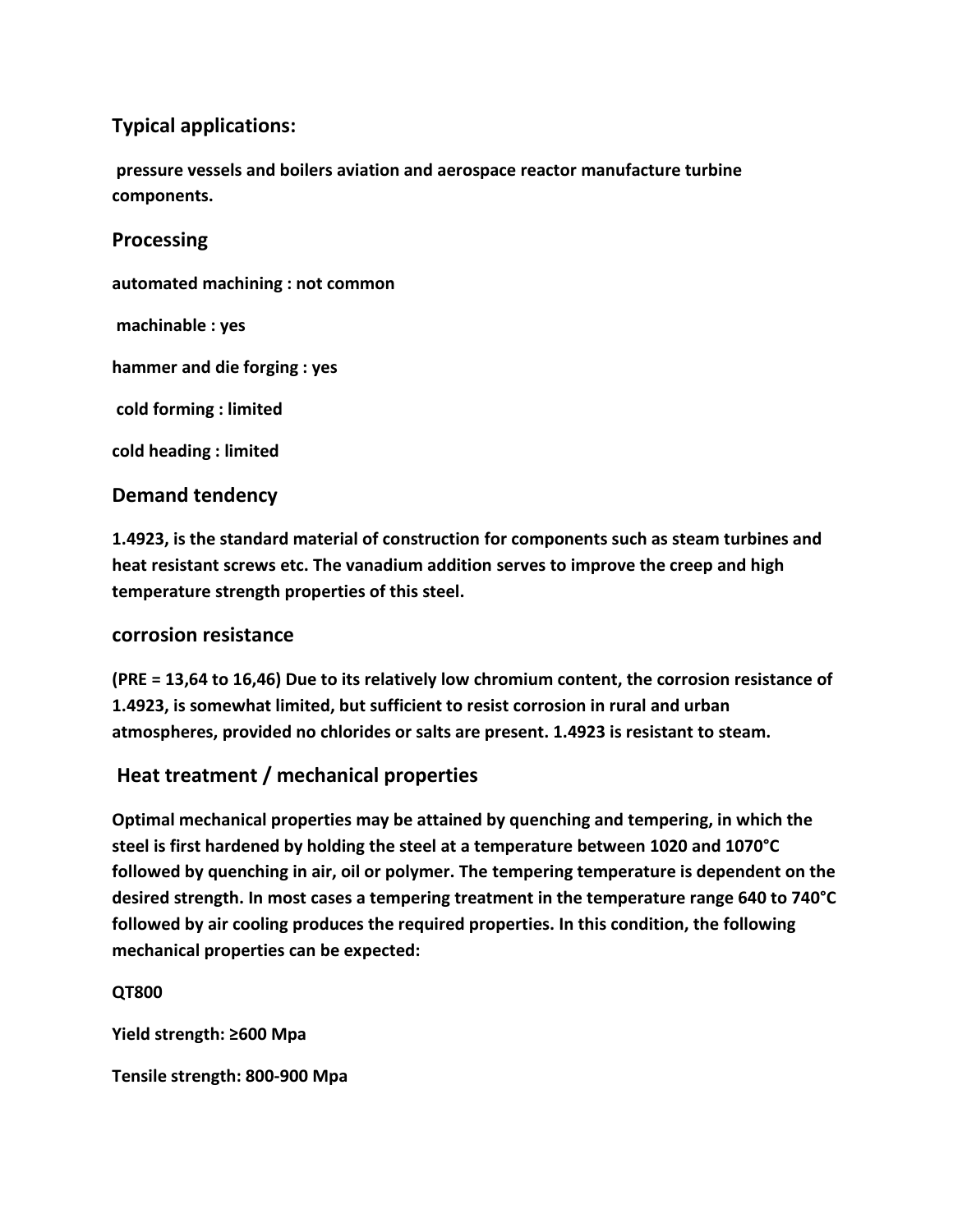## Typical applications:

**pressure vessels and boilers aviation and aerospace reactor manufacture turbine components.**

## Processing

**automated machining : not common**

**machinable : yes**

**hammer and die forging : yes**

**cold forming : limited**

**cold heading : limited**

## Demand tendency

**1.4923, is the standard material of construction for components such as steam turbines and heat resistant screws etc. The vanadium addition serves to improve the creep and high temperature strength properties of this steel.**

## corrosion resistance

**(PRE = 13,64 to 16,46) Due to its relatively low chromium content, the corrosion resistance of 1.4923, is somewhat limited, but sufficient to resist corrosion in rural and urban atmospheres, provided no chlorides or salts are present. 1.4923 is resistant to steam.**

## Heat treatment / mechanical properties

**Optimal mechanical properties may be attained by quenching and tempering, in which the steel is first hardened by holding the steel at a temperature between 1020 and 1070°C followed by quenching in air, oil or polymer. The tempering temperature is dependent on the desired strength. In most cases a tempering treatment in the temperature range 640 to 740°C followed by air cooling produces the required properties. In this condition, the following mechanical properties can be expected:**

**QT800**

**Yield strength: ≥600 Mpa**

**Tensile strength: 800-900 Mpa**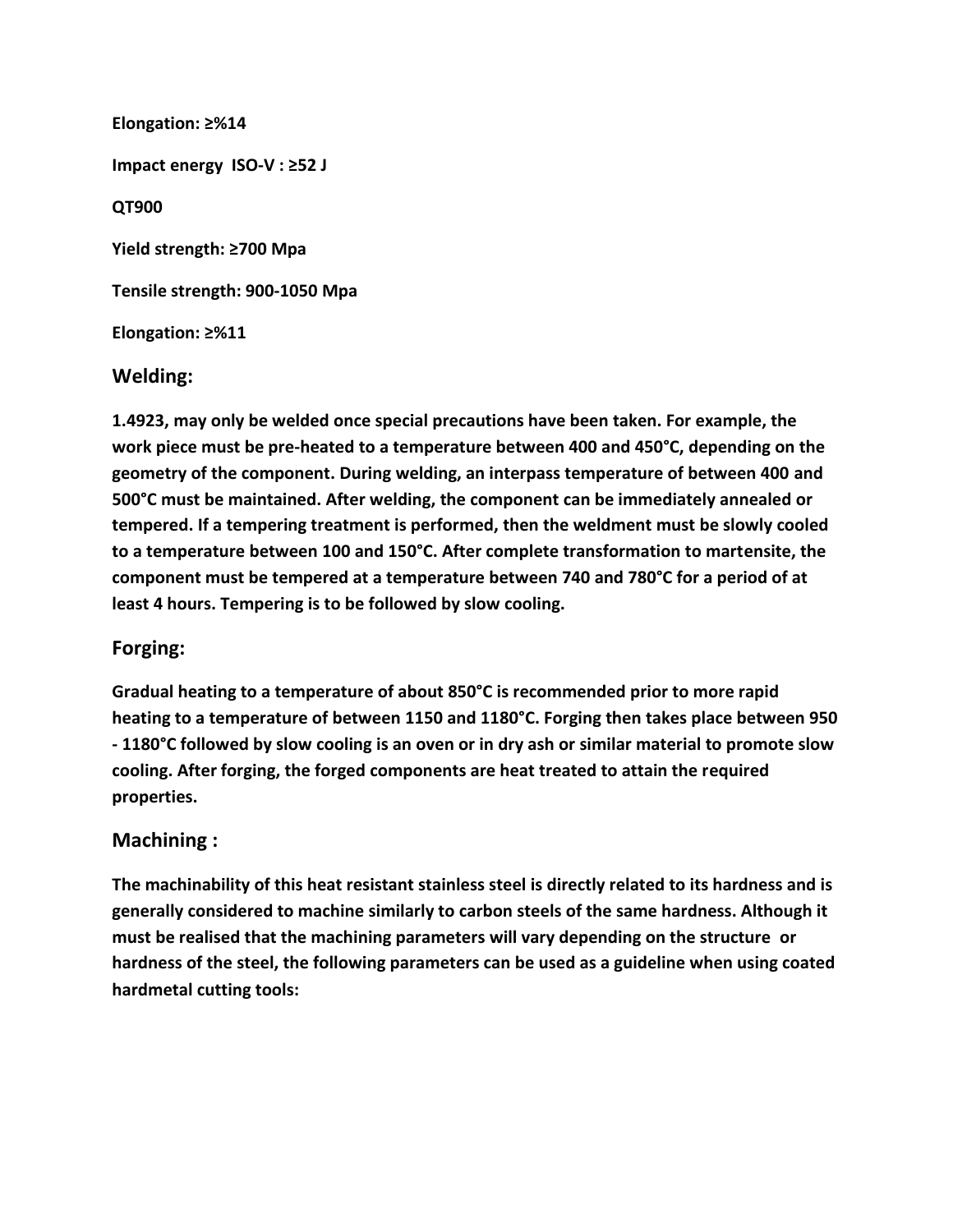**Elongation: ≥%14**

**Impact energy ISO-V : ≥52 J**

**QT900**

**Yield strength: ≥700 Mpa**

**Tensile strength: 900-1050 Mpa**

**Elongation: ≥%11**

## Welding:

**1.4923, may only be welded once special precautions have been taken. For example, the work piece must be pre-heated to a temperature between 400 and 450°C, depending on the geometry of the component. During welding, an interpass temperature of between 400 and 500°C must be maintained. After welding, the component can be immediately annealed or tempered. If a tempering treatment is performed, then the weldment must be slowly cooled to a temperature between 100 and 150°C. After complete transformation to martensite, the component must be tempered at a temperature between 740 and 780°C for a period of at least 4 hours. Tempering is to be followed by slow cooling.**

## Forging:

**Gradual heating to a temperature of about 850°C is recommended prior to more rapid heating to a temperature of between 1150 and 1180°C. Forging then takes place between 950 - 1180°C followed by slow cooling is an oven or in dry ash or similar material to promote slow cooling. After forging, the forged components are heat treated to attain the required properties.**

## Machining :

**The machinability of this heat resistant stainless steel is directly related to its hardness and is generally considered to machine similarly to carbon steels of the same hardness. Although it must be realised that the machining parameters will vary depending on the structure or hardness of the steel, the following parameters can be used as a guideline when using coated hardmetal cutting tools:**